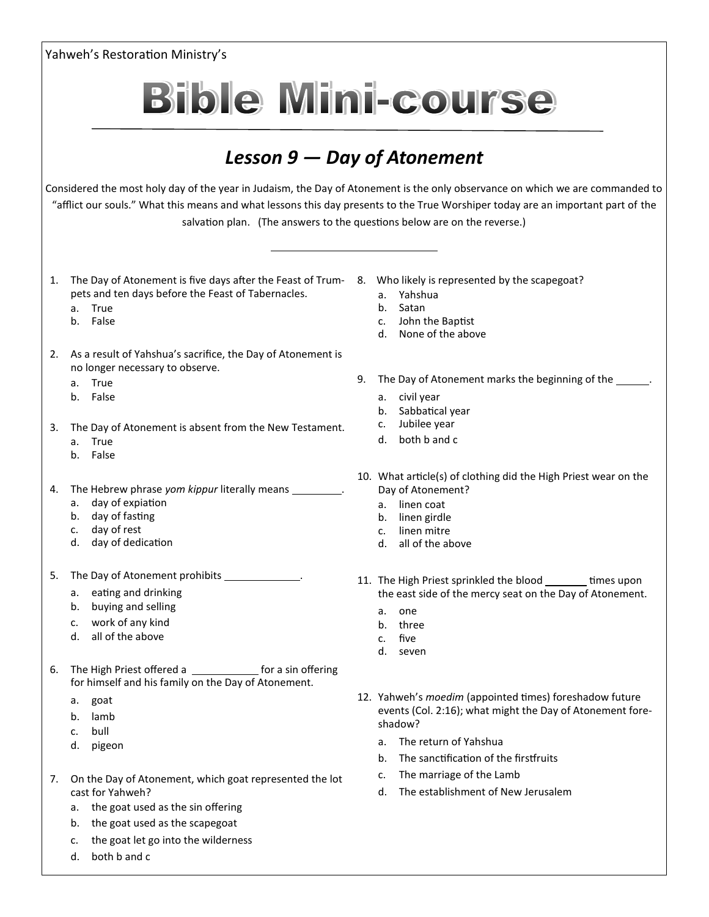Yahweh's Restoration Ministry's

# Bible Mini-course

## *Lesson 9 — Day of Atonement*

Considered the most holy day of the year in Judaism, the Day of Atonement is the only observance on which we are commanded to "afflict our souls." What this means and what lessons this day presents to the True Worshiper today are an important part of the salvation plan. (The answers to the questions below are on the reverse.)

1. The Day of Atonement is five days after the Feast of Trumpets and ten days before the Feast of Tabernacles.
   a. True
   b. False

2. As a result of Yahshua's sacrifice, the Day of Atonement is no longer necessary to observe.
   a. True
   b. False

3. The Day of Atonement is absent from the New Testament.
   a. True
   b. False

4. The Hebrew phrase *yom kippur* literally means _________.
   a. day of expiation
   b. day of fasting
   c. day of rest
   d. day of dedication

5. The Day of Atonement prohibits _____________.
   a. eating and drinking
   b. buying and selling
   c. work of any kind
   d. all of the above

6. The High Priest offered a ___________ for a sin offering for himself and his family on the Day of Atonement.
   a. goat
   b. lamb
   c. bull
   d. pigeon

7. On the Day of Atonement, which goat represented the lot cast for Yahweh?
   a. the goat used as the sin offering
   b. the goat used as the scapegoat
   c. the goat let go into the wilderness
   d. both b and c

8. Who likely is represented by the scapegoat?
   a. Yahshua
   b. Satan
   c. John the Baptist
   d. None of the above

9. The Day of Atonement marks the beginning of the ______.
   a. civil year
   b. Sabbatical year
   c. Jubilee year
   d. both b and c

10. What article(s) of clothing did the High Priest wear on the Day of Atonement?
    a. linen coat
    b. linen girdle
    c. linen mitre
    d. all of the above

11. The High Priest sprinkled the blood _______ times upon the east side of the mercy seat on the Day of Atonement.
    a. one
    b. three
    c. five
    d. seven

12. Yahweh's *moedim* (appointed times) foreshadow future events (Col. 2:16); what might the Day of Atonement foreshadow?
    a. The return of Yahshua
    b. The sanctification of the firstfruits
    c. The marriage of the Lamb
    d. The establishment of New Jerusalem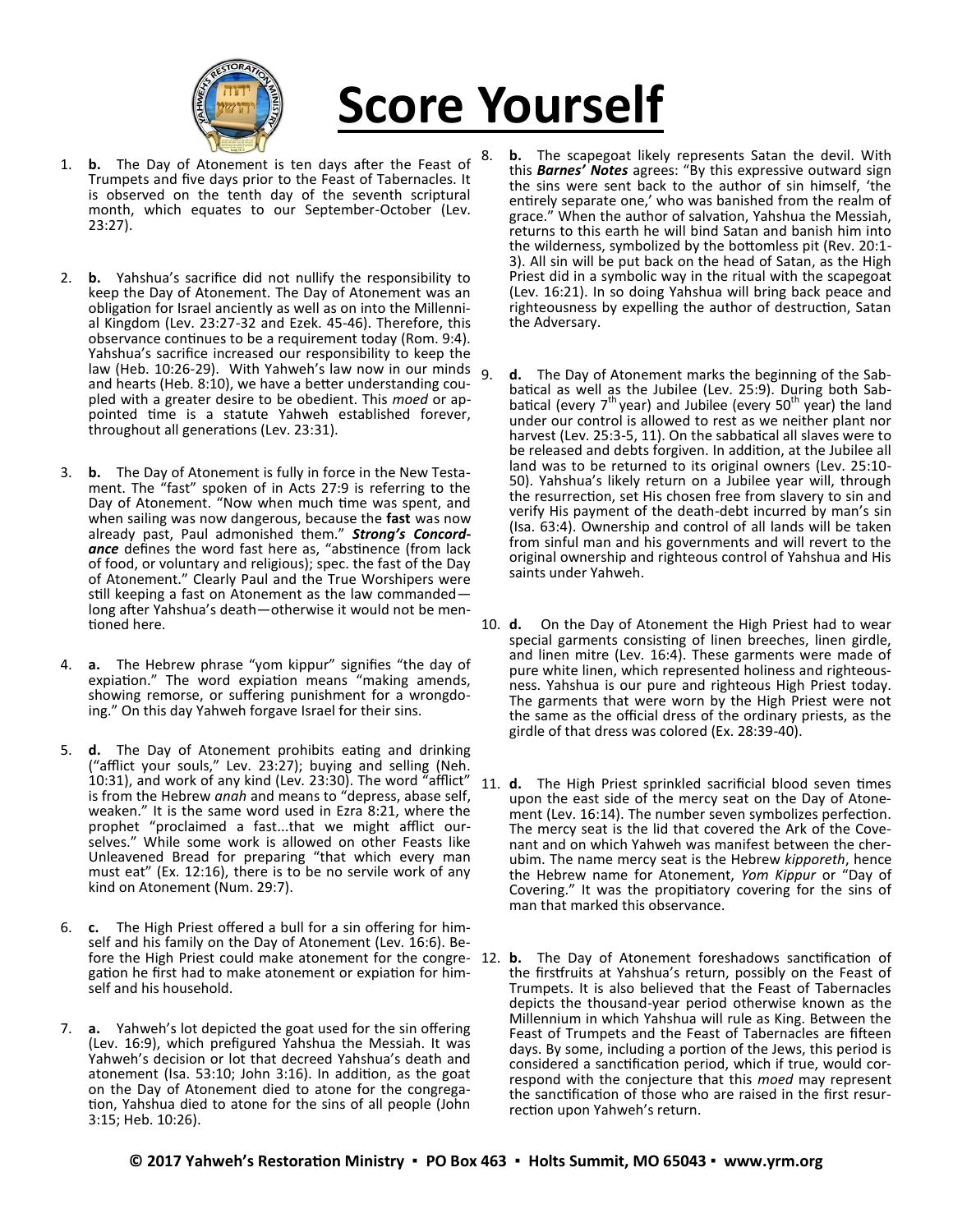# Score Yourself

1. **b.** The Day of Atonement is ten days after the Feast of Trumpets and five days prior to the Feast of Tabernacles. It is observed on the tenth day of the seventh scriptural month, which equates to our September-October (Lev. 23:27).

2. **b.** Yahshua's sacrifice did not nullify the responsibility to keep the Day of Atonement. The Day of Atonement was an obligation for Israel anciently as well as on into the Millennial Kingdom (Lev. 23:27-32 and Ezek. 45-46). Therefore, this observance continues to be a requirement today (Rom. 9:4). Yahshua's sacrifice increased our responsibility to keep the law (Heb. 10:26-29). With Yahweh's law now in our minds and hearts (Heb. 8:10), we have a better understanding coupled with a greater desire to be obedient. This *moed* or appointed time is a statute Yahweh established forever, throughout all generations (Lev. 23:31).

3. **b.** The Day of Atonement is fully in force in the New Testament. The "fast" spoken of in Acts 27:9 is referring to the Day of Atonement. "Now when much time was spent, and when sailing was now dangerous, because the **fast** was now already past, Paul admonished them." ***Strong's Concordance*** defines the word fast here as, "abstinence (from lack of food, or voluntary and religious); spec. the fast of the Day of Atonement." Clearly Paul and the True Worshipers were still keeping a fast on Atonement as the law commanded—long after Yahshua's death—otherwise it would not be mentioned here.

4. **a.** The Hebrew phrase "yom kippur" signifies "the day of expiation." The word expiation means "making amends, showing remorse, or suffering punishment for a wrongdoing." On this day Yahweh forgave Israel for their sins.

5. **d.** The Day of Atonement prohibits eating and drinking ("afflict your souls," Lev. 23:27); buying and selling (Neh. 10:31), and work of any kind (Lev. 23:30). The word "afflict" is from the Hebrew *anah* and means to "depress, abase self, weaken." It is the same word used in Ezra 8:21, where the prophet "proclaimed a fast...that we might afflict ourselves." While some work is allowed on other Feasts like Unleavened Bread for preparing "that which every man must eat" (Ex. 12:16), there is to be no servile work of any kind on Atonement (Num. 29:7).

6. **c.** The High Priest offered a bull for a sin offering for himself and his family on the Day of Atonement (Lev. 16:6). Before the High Priest could make atonement for the congregation he first had to make atonement or expiation for himself and his household.

7. **a.** Yahweh's lot depicted the goat used for the sin offering (Lev. 16:9), which prefigured Yahshua the Messiah. It was Yahweh's decision or lot that decreed Yahshua's death and atonement (Isa. 53:10; John 3:16). In addition, as the goat on the Day of Atonement died to atone for the congregation, Yahshua died to atone for the sins of all people (John 3:15; Heb. 10:26).

8. **b.** The scapegoat likely represents Satan the devil. With this ***Barnes' Notes*** agrees: "By this expressive outward sign the sins were sent back to the author of sin himself, 'the entirely separate one,' who was banished from the realm of grace." When the author of salvation, Yahshua the Messiah, returns to this earth he will bind Satan and banish him into the wilderness, symbolized by the bottomless pit (Rev. 20:1-3). All sin will be put back on the head of Satan, as the High Priest did in a symbolic way in the ritual with the scapegoat (Lev. 16:21). In so doing Yahshua will bring back peace and righteousness by expelling the author of destruction, Satan the Adversary.

9. **d.** The Day of Atonement marks the beginning of the Sabbatical as well as the Jubilee (Lev. 25:9). During both Sabbatical (every 7th year) and Jubilee (every 50th year) the land under our control is allowed to rest as we neither plant nor harvest (Lev. 25:3-5, 11). On the sabbatical all slaves were to be released and debts forgiven. In addition, at the Jubilee all land was to be returned to its original owners (Lev. 25:10-50). Yahshua's likely return on a Jubilee year will, through the resurrection, set His chosen free from slavery to sin and verify His payment of the death-debt incurred by man's sin (Isa. 63:4). Ownership and control of all lands will be taken from sinful man and his governments and will revert to the original ownership and righteous control of Yahshua and His saints under Yahweh.

10. **d.** On the Day of Atonement the High Priest had to wear special garments consisting of linen breeches, linen girdle, and linen mitre (Lev. 16:4). These garments were made of pure white linen, which represented holiness and righteousness. Yahshua is our pure and righteous High Priest today. The garments that were worn by the High Priest were not the same as the official dress of the ordinary priests, as the girdle of that dress was colored (Ex. 28:39-40).

11. **d.** The High Priest sprinkled sacrificial blood seven times upon the east side of the mercy seat on the Day of Atonement (Lev. 16:14). The number seven symbolizes perfection. The mercy seat is the lid that covered the Ark of the Covenant and on which Yahweh was manifest between the cherubim. The name mercy seat is the Hebrew *kipporeth*, hence the Hebrew name for Atonement, *Yom Kippur* or "Day of Covering." It was the propitiatory covering for the sins of man that marked this observance.

12. **b.** The Day of Atonement foreshadows sanctification of the firstfruits at Yahshua's return, possibly on the Feast of Trumpets. It is also believed that the Feast of Tabernacles depicts the thousand-year period otherwise known as the Millennium in which Yahshua will rule as King. Between the Feast of Trumpets and the Feast of Tabernacles are fifteen days. By some, including a portion of the Jews, this period is considered a sanctification period, which if true, would correspond with the conjecture that this *moed* may represent the sanctification of those who are raised in the first resurrection upon Yahweh's return.

**© 2017 Yahweh's Restoration Ministry ▪ PO Box 463 ▪ Holts Summit, MO 65043 ▪ www.yrm.org**